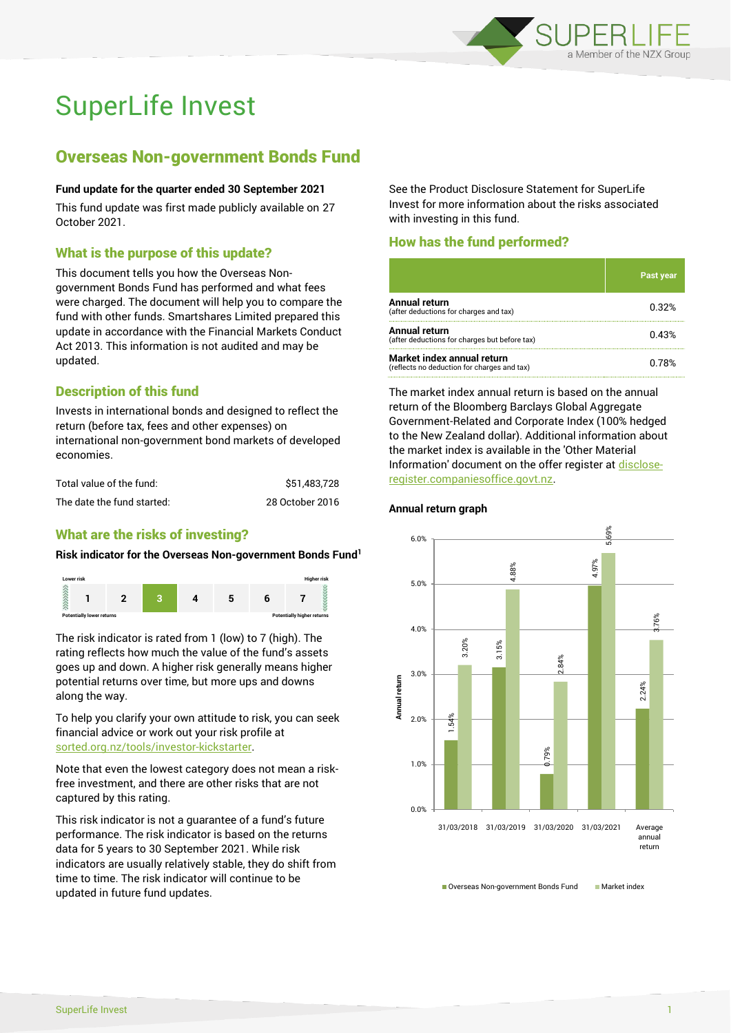# SuperLife Invest

## Overseas Non-government Bonds Fund

**Fund update for the quarter ended 30 September 2021**

This fund update was first made publicly available on 27 October 2021.

### What is the purpose of this update?

This document tells you how the Overseas Non-government Bonds Fund has performed and what fees were charged. The document will help you to compare the fund with other funds. Smartshares Limited prepared this update in accordance with the Financial Markets Conduct Act 2013. This information is not audited and may be updated.

### Description of this fund

Invests in international bonds and designed to reflect the return (before tax, fees and other expenses) on international non-government bond markets of developed economies.

| | |
|---|---|
| Total value of the fund: | $51,483,728 |
| The date the fund started: | 28 October 2016 |

### What are the risks of investing?

**Risk indicator for the Overseas Non-government Bonds Fund[1]**

Lower risk | Higher risk

1 2 **3** 4 5 6 7

Potentially lower returns | Potentially higher returns

The risk indicator is rated from 1 (low) to 7 (high). The rating reflects how much the value of the fund's assets goes up and down. A higher risk generally means higher potential returns over time, but more ups and downs along the way.

To help you clarify your own attitude to risk, you can seek financial advice or work out your risk profile at sorted.org.nz/tools/investor-kickstarter.

Note that even the lowest category does not mean a risk-free investment, and there are other risks that are not captured by this rating.

This risk indicator is not a guarantee of a fund's future performance. The risk indicator is based on the returns data for 5 years to 30 September 2021. While risk indicators are usually relatively stable, they do shift from time to time. The risk indicator will continue to be updated in future fund updates.

See the Product Disclosure Statement for SuperLife Invest for more information about the risks associated with investing in this fund.

### How has the fund performed?

| | Past year |
|---|---|
| **Annual return** (after deductions for charges and tax) | 0.32% |
| **Annual return** (after deductions for charges but before tax) | 0.43% |
| **Market index annual return** (reflects no deduction for charges and tax) | 0.78% |

The market index annual return is based on the annual return of the Bloomberg Barclays Global Aggregate Government-Related and Corporate Index (100% hedged to the New Zealand dollar). Additional information about the market index is available in the 'Other Material Information' document on the offer register at disclose-register.companiesoffice.govt.nz.

**Annual return graph**

Annual return

6.0%
5.0%
4.0%
3.0%
2.0%
1.0%
0.0%

31/03/2018: 1.54%, 3.20%
31/03/2019: 3.15%, 4.88%
31/03/2020: 0.79%, 2.84%
31/03/2021: 4.97%, 5.69%
Average annual return: 2.24%, 3.76%

Overseas Non-government Bonds Fund
Market index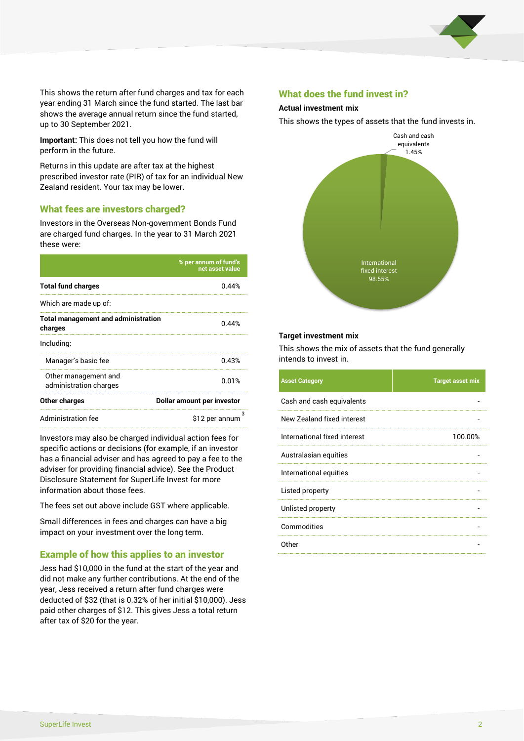This shows the return after fund charges and tax for each year ending 31 March since the fund started. The last bar shows the average annual return since the fund started, up to 30 September 2021.

**Important:** This does not tell you how the fund will perform in the future.

Returns in this update are after tax at the highest prescribed investor rate (PIR) of tax for an individual New Zealand resident. Your tax may be lower.

## What fees are investors charged?

Investors in the Overseas Non-government Bonds Fund are charged fund charges. In the year to 31 March 2021 these were:

| | % per annum of fund's net asset value |
|---|---|
| **Total fund charges** | 0.44% |
| Which are made up of: | |
| **Total management and administration charges** | 0.44% |
| Including: | |
| Manager's basic fee | 0.43% |
| Other management and administration charges | 0.01% |
| **Other charges** | **Dollar amount per investor** |
| Administration fee | $12 per annum [3] |

Investors may also be charged individual action fees for specific actions or decisions (for example, if an investor has a financial adviser and has agreed to pay a fee to the adviser for providing financial advice). See the Product Disclosure Statement for SuperLife Invest for more information about those fees.

The fees set out above include GST where applicable.

Small differences in fees and charges can have a big impact on your investment over the long term.

## Example of how this applies to an investor

Jess had $10,000 in the fund at the start of the year and did not make any further contributions. At the end of the year, Jess received a return after fund charges were deducted of $32 (that is 0.32% of her initial $10,000). Jess paid other charges of $12. This gives Jess a total return after tax of $20 for the year.

## What does the fund invest in?

### Actual investment mix

This shows the types of assets that the fund invests in.

Cash and cash equivalents 1.45%

International fixed interest 98.55%

### Target investment mix

This shows the mix of assets that the fund generally intends to invest in.

| Asset Category | Target asset mix |
|---|---|
| Cash and cash equivalents | - |
| New Zealand fixed interest | - |
| International fixed interest | 100.00% |
| Australasian equities | - |
| International equities | - |
| Listed property | - |
| Unlisted property | - |
| Commodities | - |
| Other | - |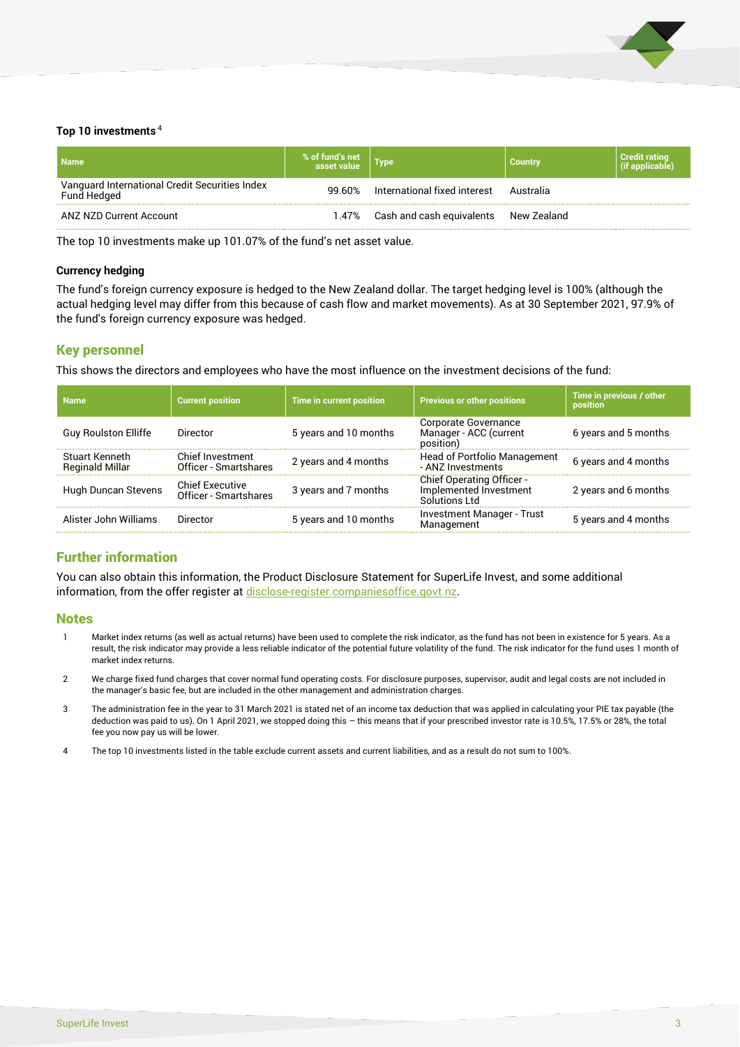### Top 10 investments[4]

| Name | % of fund's net asset value | Type | Country | Credit rating (if applicable) |
| --- | --- | --- | --- | --- |
| Vanguard International Credit Securities Index Fund Hedged | 99.60% | International fixed interest | Australia | |
| ANZ NZD Current Account | 1.47% | Cash and cash equivalents | New Zealand | |

The top 10 investments make up 101.07% of the fund's net asset value.

#### Currency hedging

The fund's foreign currency exposure is hedged to the New Zealand dollar. The target hedging level is 100% (although the actual hedging level may differ from this because of cash flow and market movements). As at 30 September 2021, 97.9% of the fund's foreign currency exposure was hedged.

## Key personnel

This shows the directors and employees who have the most influence on the investment decisions of the fund:

| Name | Current position | Time in current position | Previous or other positions | Time in previous / other position |
| --- | --- | --- | --- | --- |
| Guy Roulston Elliffe | Director | 5 years and 10 months | Corporate Governance Manager - ACC (current position) | 6 years and 5 months |
| Stuart Kenneth Reginald Millar | Chief Investment Officer - Smartshares | 2 years and 4 months | Head of Portfolio Management - ANZ Investments | 6 years and 4 months |
| Hugh Duncan Stevens | Chief Executive Officer - Smartshares | 3 years and 7 months | Chief Operating Officer - Implemented Investment Solutions Ltd | 2 years and 6 months |
| Alister John Williams | Director | 5 years and 10 months | Investment Manager - Trust Management | 5 years and 4 months |

## Further information

You can also obtain this information, the Product Disclosure Statement for SuperLife Invest, and some additional information, from the offer register at disclose-register.companiesoffice.govt.nz.

## Notes

1. Market index returns (as well as actual returns) have been used to complete the risk indicator, as the fund has not been in existence for 5 years. As a result, the risk indicator may provide a less reliable indicator of the potential future volatility of the fund. The risk indicator for the fund uses 1 month of market index returns.
2. We charge fixed fund charges that cover normal fund operating costs. For disclosure purposes, supervisor, audit and legal costs are not included in the manager's basic fee, but are included in the other management and administration charges.
3. The administration fee in the year to 31 March 2021 is stated net of an income tax deduction that was applied in calculating your PIE tax payable (the deduction was paid to us). On 1 April 2021, we stopped doing this – this means that if your prescribed investor rate is 10.5%, 17.5% or 28%, the total fee you now pay us will be lower.
4. The top 10 investments listed in the table exclude current assets and current liabilities, and as a result do not sum to 100%.